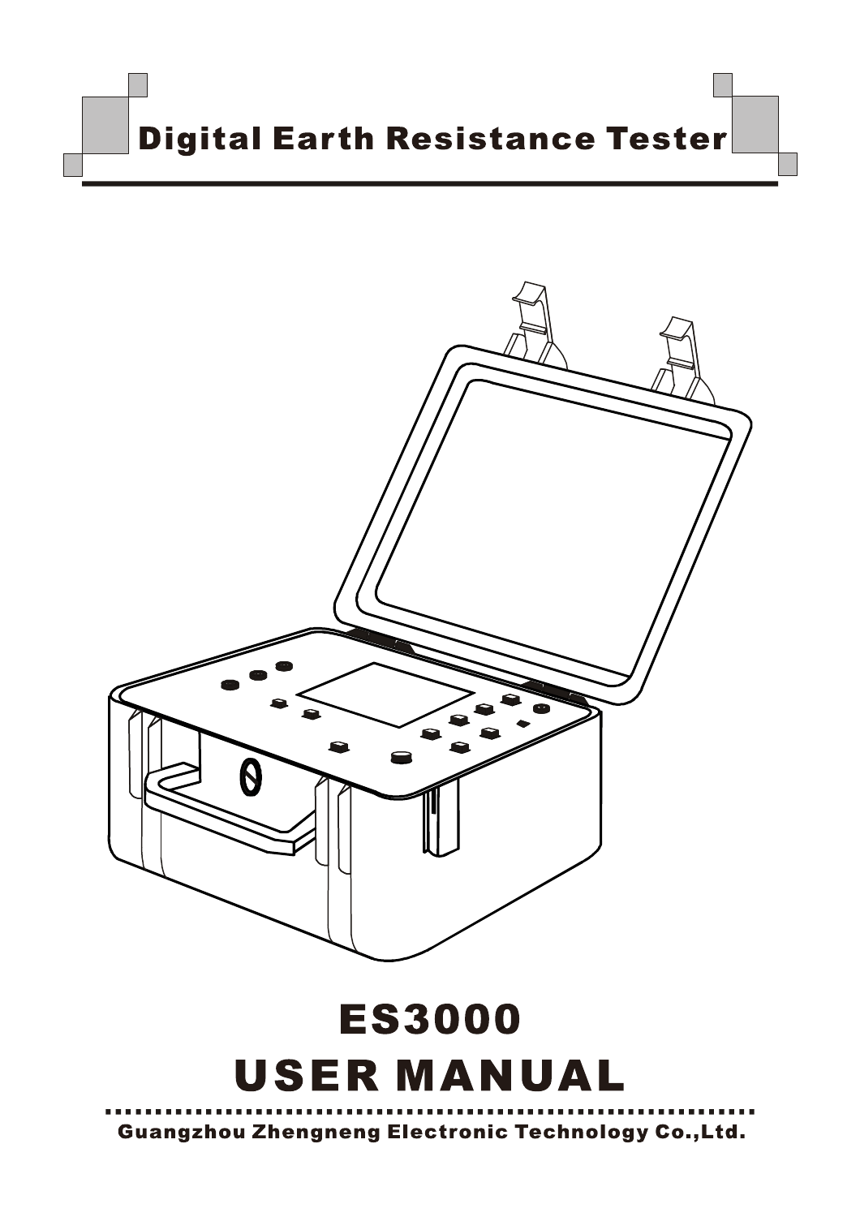# Digital Earth Resistance Tester

# ES3000

# USER MANUAL

Guangzhou Zhengneng Electronic Technology Co.,Ltd.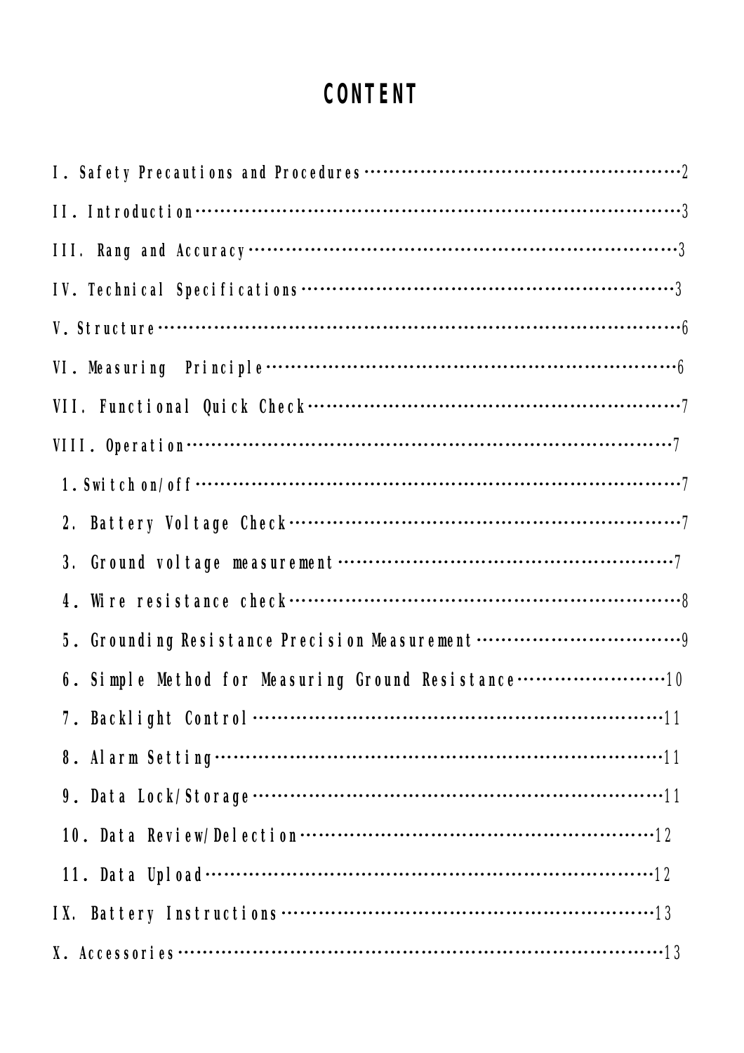# CONTENT

I. Safety Precautions and Procedures ··········· 2

II. Introduction ··········· 3

III. Rang and Accuracy ··········· 3

IV. Technical Specifications ··········· 3

V. Structure ··········· 6

VI. Measuring Principle ··········· 6

VII. Functional Quick Check ··········· 7

VIII. Operation ··········· 7

1. Switch on/off ··········· 7
2. Battery Voltage Check ··········· 7
3. Ground voltage measurement ··········· 7
4. Wire resistance check ··········· 8
5. Grounding Resistance Precision Measurement ··········· 9
6. Simple Method for Measuring Ground Resistance ··········· 10
7. Backlight Control ··········· 11
8. Alarm Setting ··········· 11
9. Data Lock/Storage ··········· 11
10. Data Review/Delection ··········· 12
11. Data Upload ··········· 12

IX. Battery Instructions ··········· 13

X. Accessories ··········· 13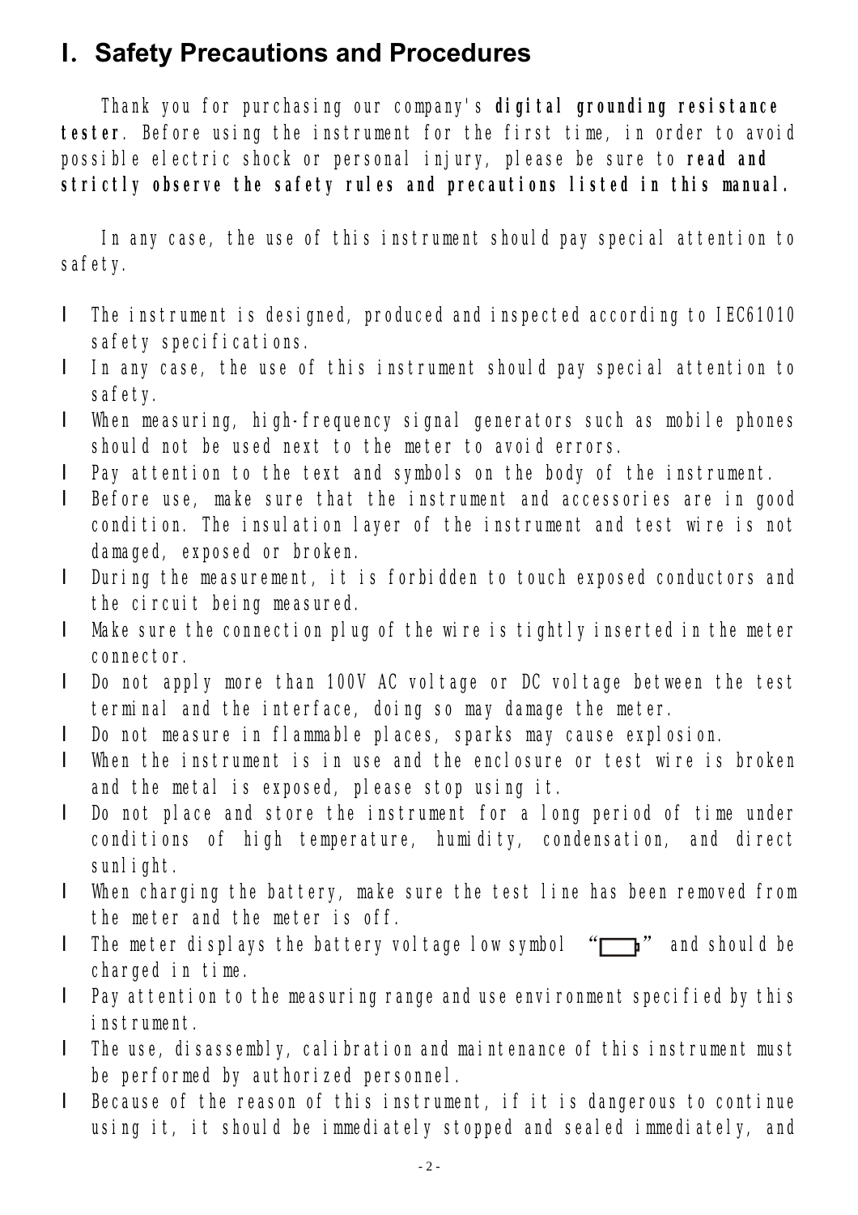# I. Safety Precautions and Procedures

Thank you for purchasing our company's **digital grounding resistance tester**. Before using the instrument for the first time, in order to avoid possible electric shock or personal injury, please be sure to **read and strictly observe the safety rules and precautions listed in this manual.**

In any case, the use of this instrument should pay special attention to safety.

- The instrument is designed, produced and inspected according to IEC61010 safety specifications.
- In any case, the use of this instrument should pay special attention to safety.
- When measuring, high-frequency signal generators such as mobile phones should not be used next to the meter to avoid errors.
- Pay attention to the text and symbols on the body of the instrument.
- Before use, make sure that the instrument and accessories are in good condition. The insulation layer of the instrument and test wire is not damaged, exposed or broken.
- During the measurement, it is forbidden to touch exposed conductors and the circuit being measured.
- Make sure the connection plug of the wire is tightly inserted in the meter connector.
- Do not apply more than 100V AC voltage or DC voltage between the test terminal and the interface, doing so may damage the meter.
- Do not measure in flammable places, sparks may cause explosion.
- When the instrument is in use and the enclosure or test wire is broken and the metal is exposed, please stop using it.
- Do not place and store the instrument for a long period of time under conditions of high temperature, humidity, condensation, and direct sunlight.
- When charging the battery, make sure the test line has been removed from the meter and the meter is off.
- The meter displays the battery voltage low symbol "▭" and should be charged in time.
- Pay attention to the measuring range and use environment specified by this instrument.
- The use, disassembly, calibration and maintenance of this instrument must be performed by authorized personnel.
- Because of the reason of this instrument, if it is dangerous to continue using it, it should be immediately stopped and sealed immediately, and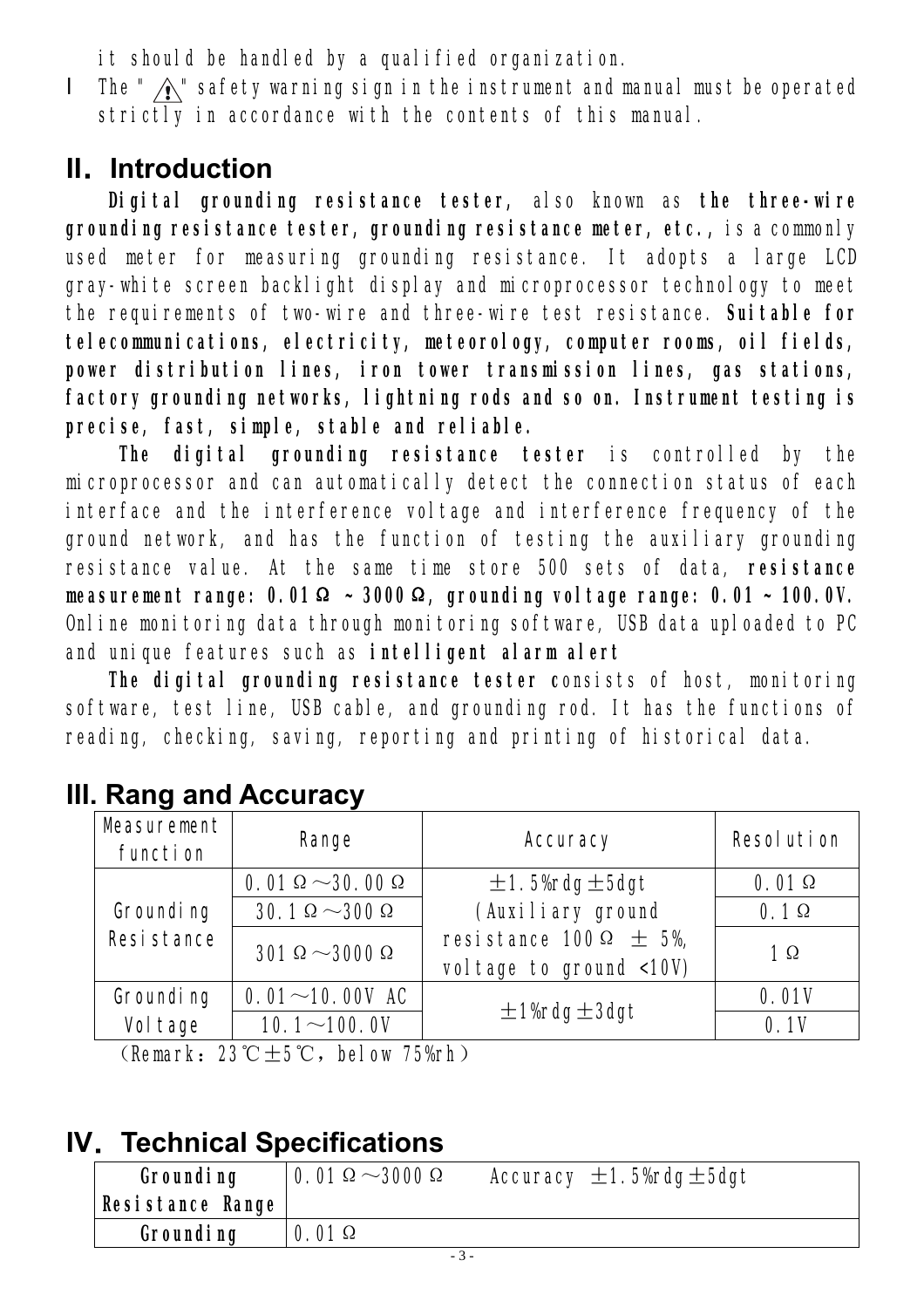it should be handled by a qualified organization.

- The "⚠" safety warning sign in the instrument and manual must be operated strictly in accordance with the contents of this manual.

## II. Introduction

**Digital grounding resistance tester**, also known as **the three-wire grounding resistance tester, grounding resistance meter, etc.**, is a commonly used meter for measuring grounding resistance. It adopts a large LCD gray-white screen backlight display and microprocessor technology to meet the requirements of two-wire and three-wire test resistance. **Suitable for telecommunications, electricity, meteorology, computer rooms, oil fields, power distribution lines, iron tower transmission lines, gas stations, factory grounding networks, lightning rods and so on. Instrument testing is precise, fast, simple, stable and reliable.**

**The digital grounding resistance tester** is controlled by the microprocessor and can automatically detect the connection status of each interface and the interference voltage and interference frequency of the ground network, and has the function of testing the auxiliary grounding resistance value. At the same time store 500 sets of data, **resistance measurement range: 0.01Ω ~ 3000Ω, grounding voltage range: 0.01 ~ 100.0V.** Online monitoring data through monitoring software, USB data uploaded to PC and unique features such as **intelligent alarm alert**

**The digital grounding resistance tester c**onsists of host, monitoring software, test line, USB cable, and grounding rod. It has the functions of reading, checking, saving, reporting and printing of historical data.

## III. Rang and Accuracy

| Measurement function | Range | Accuracy | Resolution |
|---|---|---|---|
| Grounding Resistance | 0.01Ω～30.00Ω | ±1.5%rdg±5dgt (Auxiliary ground resistance 100Ω ± 5%, voltage to ground <10V) | 0.01Ω |
| | 30.1Ω～300Ω | | 0.1Ω |
| | 301Ω～3000Ω | | 1Ω |
| Grounding Voltage | 0.01～10.00V AC | ±1%rdg±3dgt | 0.01V |
| | 10.1～100.0V | | 0.1V |

（Remark：23℃±5℃，below 75%rh）

## IV. Technical Specifications

| **Grounding Resistance Range** | 0.01Ω～3000Ω Accuracy ±1.5%rdg±5dgt |
|---|---|
| **Grounding** | 0.01Ω |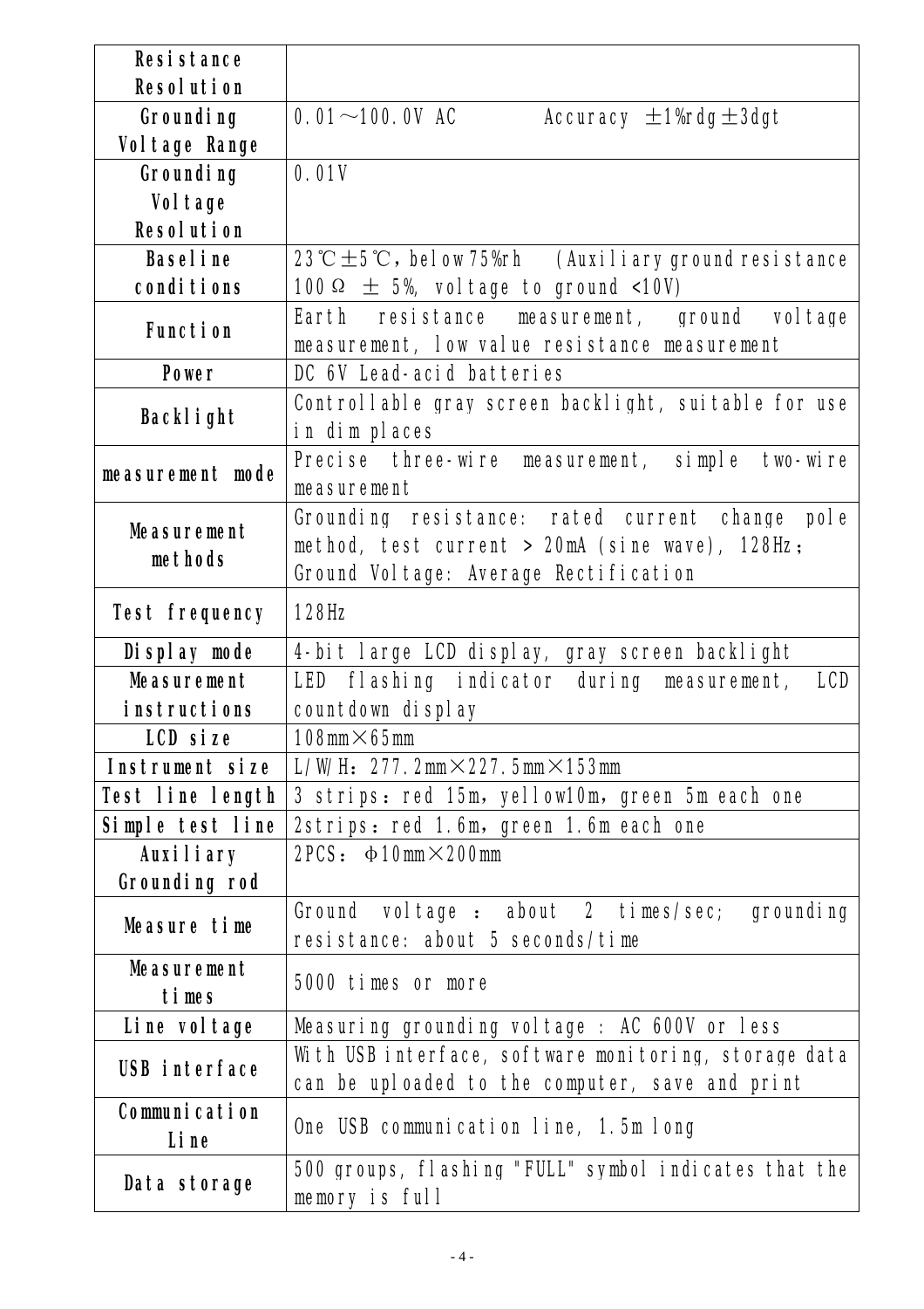| | |
|---|---|
| **Resistance Resolution** | |
| **Grounding Voltage Range** | 0.01～100.0V AC　　Accuracy ±1%rdg±3dgt |
| **Grounding Voltage Resolution** | 0.01V |
| **Baseline conditions** | 23℃±5℃, below 75%rh　(Auxiliary ground resistance 100Ω ± 5%, voltage to ground <10V) |
| **Function** | Earth resistance measurement, ground voltage measurement, low value resistance measurement |
| **Power** | DC 6V Lead-acid batteries |
| **Backlight** | Controllable gray screen backlight, suitable for use in dim places |
| **measurement mode** | Precise three-wire measurement, simple two-wire measurement |
| **Measurement methods** | Grounding resistance: rated current change pole method, test current > 20mA (sine wave), 128Hz; Ground Voltage: Average Rectification |
| **Test frequency** | 128Hz |
| **Display mode** | 4-bit large LCD display, gray screen backlight |
| **Measurement instructions** | LED flashing indicator during measurement, LCD countdown display |
| **LCD size** | 108mm×65mm |
| **Instrument size** | L/W/H: 277.2mm×227.5mm×153mm |
| **Test line length** | 3 strips：red 15m, yellow10m, green 5m each one |
| **Simple test line** | 2strips：red 1.6m, green 1.6m each one |
| **Auxiliary Grounding rod** | 2PCS: Φ10mm×200mm |
| **Measure time** | Ground voltage : about 2 times/sec; grounding resistance: about 5 seconds/time |
| **Measurement times** | 5000 times or more |
| **Line voltage** | Measuring grounding voltage : AC 600V or less |
| **USB interface** | With USB interface, software monitoring, storage data can be uploaded to the computer, save and print |
| **Communication Line** | One USB communication line, 1.5m long |
| **Data storage** | 500 groups, flashing "FULL" symbol indicates that the memory is full |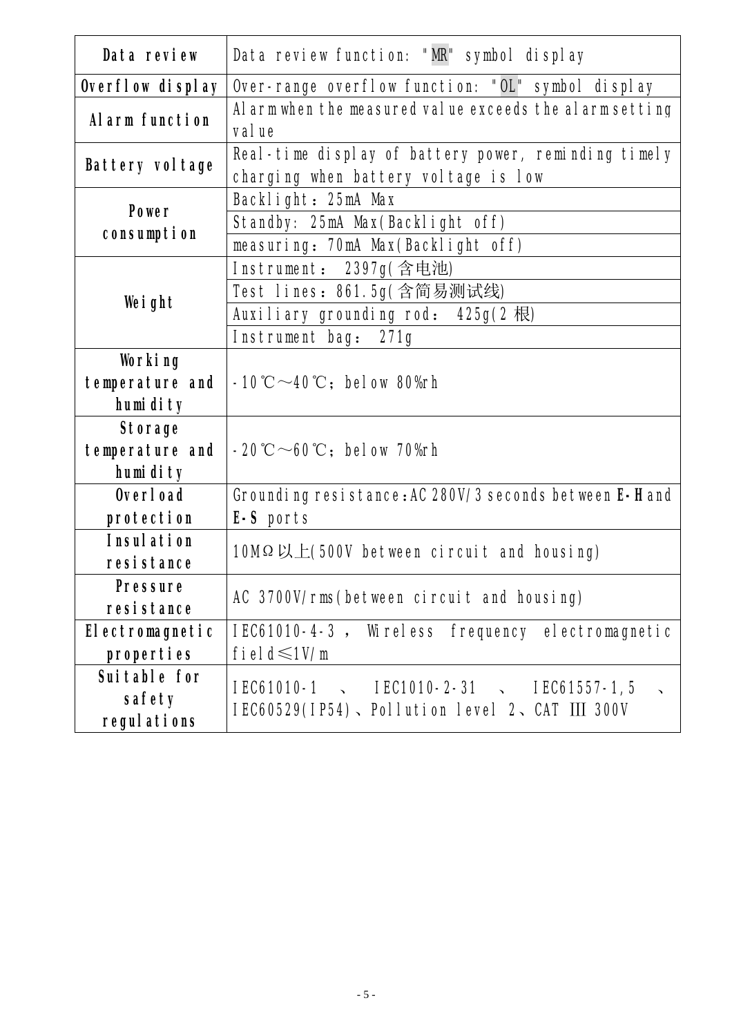| | |
|---|---|
| **Data review** | Data review function: "MR" symbol display |
| **Overflow display** | Over-range overflow function: "OL" symbol display |
| **Alarm function** | Alarm when the measured value exceeds the alarm setting value |
| **Battery voltage** | Real-time display of battery power, reminding timely charging when battery voltage is low |
| **Power consumption** | Backlight：25mA Max |
| | Standby: 25mA Max(Backlight off) |
| | measuring：70mA Max(Backlight off) |
| **Weight** | Instrument： 2397g(含电池) |
| | Test lines：861.5g(含简易测试线) |
| | Auxiliary grounding rod： 425g(2 根) |
| | Instrument bag： 271g |
| **Working temperature and humidity** | -10℃～40℃；below 80%rh |
| **Storage temperature and humidity** | -20℃～60℃；below 70%rh |
| **Overload protection** | Grounding resistance:AC 280V/3 seconds between **E-H** and **E-S** ports |
| **Insulation resistance** | 10MΩ以上(500V between circuit and housing) |
| **Pressure resistance** | AC 3700V/rms(between circuit and housing) |
| **Electromagnetic properties** | IEC61010-4-3， Wireless frequency electromagnetic field≤1V/m |
| **Suitable for safety regulations** | IEC61010-1 、 IEC1010-2-31 、 IEC61557-1,5 、 IEC60529(IP54)、Pollution level 2、CAT Ⅲ 300V |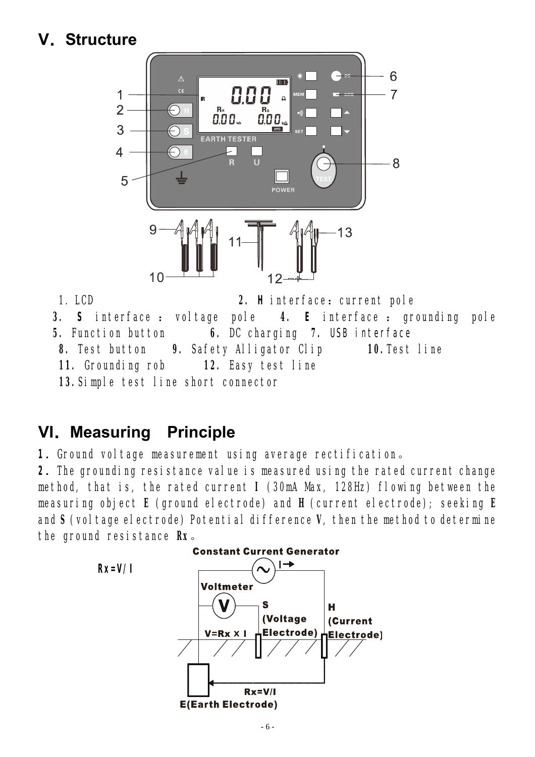## V. Structure

1. LCD
2. **H** interface：current pole
3. **S** interface ：voltage pole
4. **E** interface ：grounding pole
5. Function button
6. DC charging
7. USB interface
8. Test button
9. Safety Alligator Clip
10. Test line
11. Grounding rob
12. Easy test line
13. Simple test line short connector

## VI. Measuring Principle

**1.** Ground voltage measurement using average rectification。

**2.** The grounding resistance value is measured using the rated current change method, that is, the rated current **I** (30mA Max, 128Hz) flowing between the measuring object **E** (ground electrode) and **H** (current electrode); seeking **E** and **S** (voltage electrode) Potential difference **V**, then the method to determine the ground resistance **Rx**。

$$Rx=V/I$$

Constant Current Generator

Voltmeter

V=Rx x I

S (Voltage Electrode)

H (Current Electrode)

Rx=V/I

E(Earth Electrode)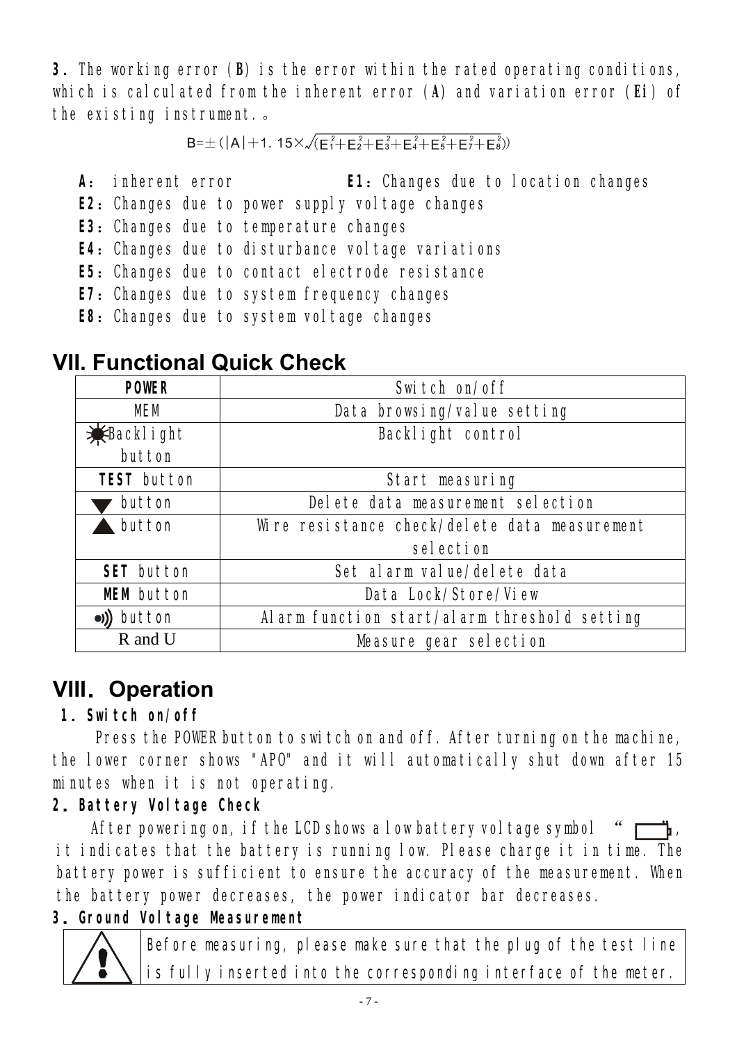**3.** The working error (**B**) is the error within the rated operating conditions, which is calculated from the inherent error (**A**) and variation error (**Ei**) of the existing instrument.。

$$B=\pm(|A|+1.15\times\sqrt{(E_1^2+E_2^2+E_3^2+E_4^2+E_5^2+E_7^2+E_8^2)})$$

**A**: inherent error **E1**: Changes due to location changes
**E2**: Changes due to power supply voltage changes
**E3**: Changes due to temperature changes
**E4**: Changes due to disturbance voltage variations
**E5**: Changes due to contact electrode resistance
**E7**: Changes due to system frequency changes
**E8**: Changes due to system voltage changes

## VII. Functional Quick Check

| **POWER** | Switch on/off |
|---|---|
| MEM | Data browsing/value setting |
| ☀Backlight button | Backlight control |
| **TEST** button | Start measuring |
| ▼ button | Delete data measurement selection |
| ▲ button | Wire resistance check/delete data measurement selection |
| **SET** button | Set alarm value/delete data |
| **MEM** button | Data Lock/Store/View |
| •)) button | Alarm function start/alarm threshold setting |
| R and U | Measure gear selection |

## VIII. Operation

### 1. Switch on/off

Press the POWER button to switch on and off. After turning on the machine, the lower corner shows "APO" and it will automatically shut down after 15 minutes when it is not operating.

### 2. Battery Voltage Check

After powering on, if the LCD shows a low battery voltage symbol " ", it indicates that the battery is running low. Please charge it in time. The battery power is sufficient to ensure the accuracy of the measurement. When the battery power decreases, the power indicator bar decreases.

### 3. Ground Voltage Measurement

⚠ Before measuring, please make sure that the plug of the test line is fully inserted into the corresponding interface of the meter.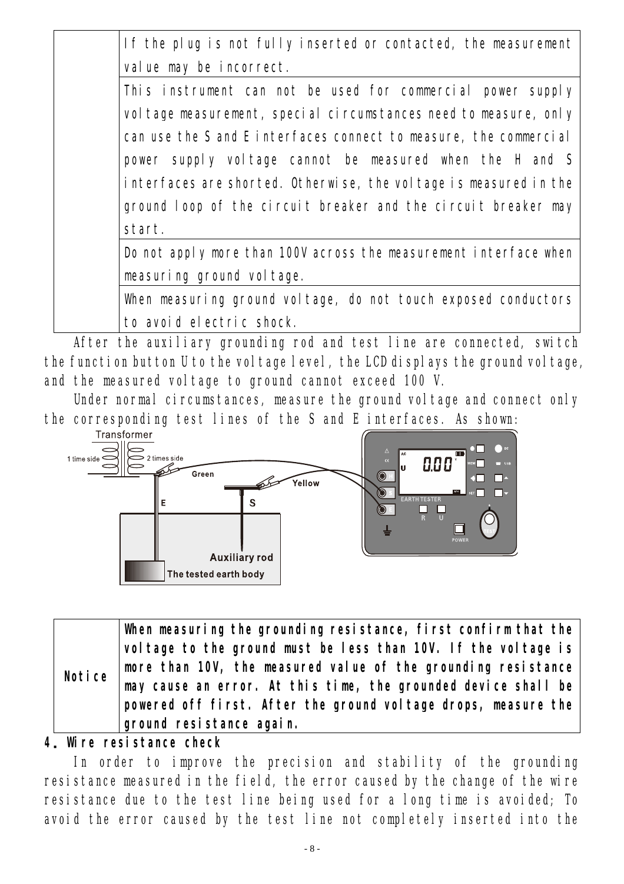| | |
|---|---|
| | If the plug is not fully inserted or contacted, the measurement value may be incorrect. |
| | This instrument can not be used for commercial power supply voltage measurement, special circumstances need to measure, only can use the S and E interfaces connect to measure, the commercial power supply voltage cannot be measured when the H and S interfaces are shorted. Otherwise, the voltage is measured in the ground loop of the circuit breaker and the circuit breaker may start. |
| | Do not apply more than 100V across the measurement interface when measuring ground voltage. |
| | When measuring ground voltage, do not touch exposed conductors to avoid electric shock. |

After the auxiliary grounding rod and test line are connected, switch the function button U to the voltage level, the LCD displays the ground voltage, and the measured voltage to ground cannot exceed 100 V.

Under normal circumstances, measure the ground voltage and connect only the corresponding test lines of the S and E interfaces. As shown:

| | |
|---|---|
| **Notice** | **When measuring the grounding resistance, first confirm that the voltage to the ground must be less than 10V. If the voltage is more than 10V, the measured value of the grounding resistance may cause an error. At this time, the grounded device shall be powered off first. After the ground voltage drops, measure the ground resistance again.** |

## 4. Wire resistance check

In order to improve the precision and stability of the grounding resistance measured in the field, the error caused by the change of the wire resistance due to the test line being used for a long time is avoided; To avoid the error caused by the test line not completely inserted into the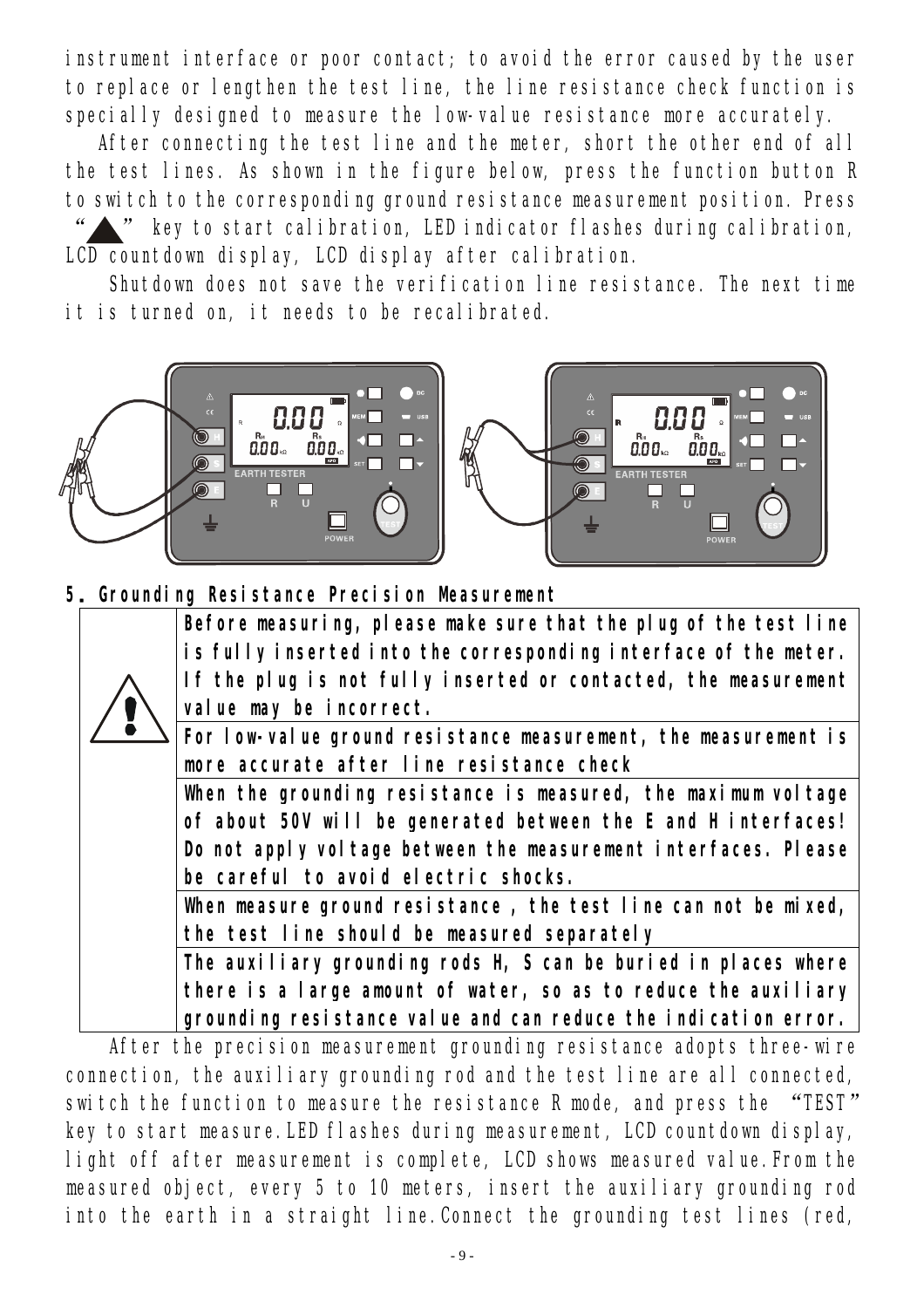instrument interface or poor contact; to avoid the error caused by the user to replace or lengthen the test line, the line resistance check function is specially designed to measure the low-value resistance more accurately.

After connecting the test line and the meter, short the other end of all the test lines. As shown in the figure below, press the function button R to switch to the corresponding ground resistance measurement position. Press "▲" key to start calibration, LED indicator flashes during calibration, LCD countdown display, LCD display after calibration.

Shutdown does not save the verification line resistance. The next time it is turned on, it needs to be recalibrated.

## 5. Grounding Resistance Precision Measurement

| ⚠ | **Before measuring, please make sure that the plug of the test line is fully inserted into the corresponding interface of the meter. If the plug is not fully inserted or contacted, the measurement value may be incorrect.** |
|---|---|
| | **For low-value ground resistance measurement, the measurement is more accurate after line resistance check** |
| | **When the grounding resistance is measured, the maximum voltage of about 50V will be generated between the E and H interfaces! Do not apply voltage between the measurement interfaces. Please be careful to avoid electric shocks.** |
| | **When measure ground resistance , the test line can not be mixed, the test line should be measured separately** |
| | **The auxiliary grounding rods H, S can be buried in places where there is a large amount of water, so as to reduce the auxiliary grounding resistance value and can reduce the indication error.** |

After the precision measurement grounding resistance adopts three-wire connection, the auxiliary grounding rod and the test line are all connected, switch the function to measure the resistance R mode, and press the "TEST" key to start measure.LED flashes during measurement, LCD countdown display, light off after measurement is complete, LCD shows measured value.From the measured object, every 5 to 10 meters, insert the auxiliary grounding rod into the earth in a straight line.Connect the grounding test lines (red,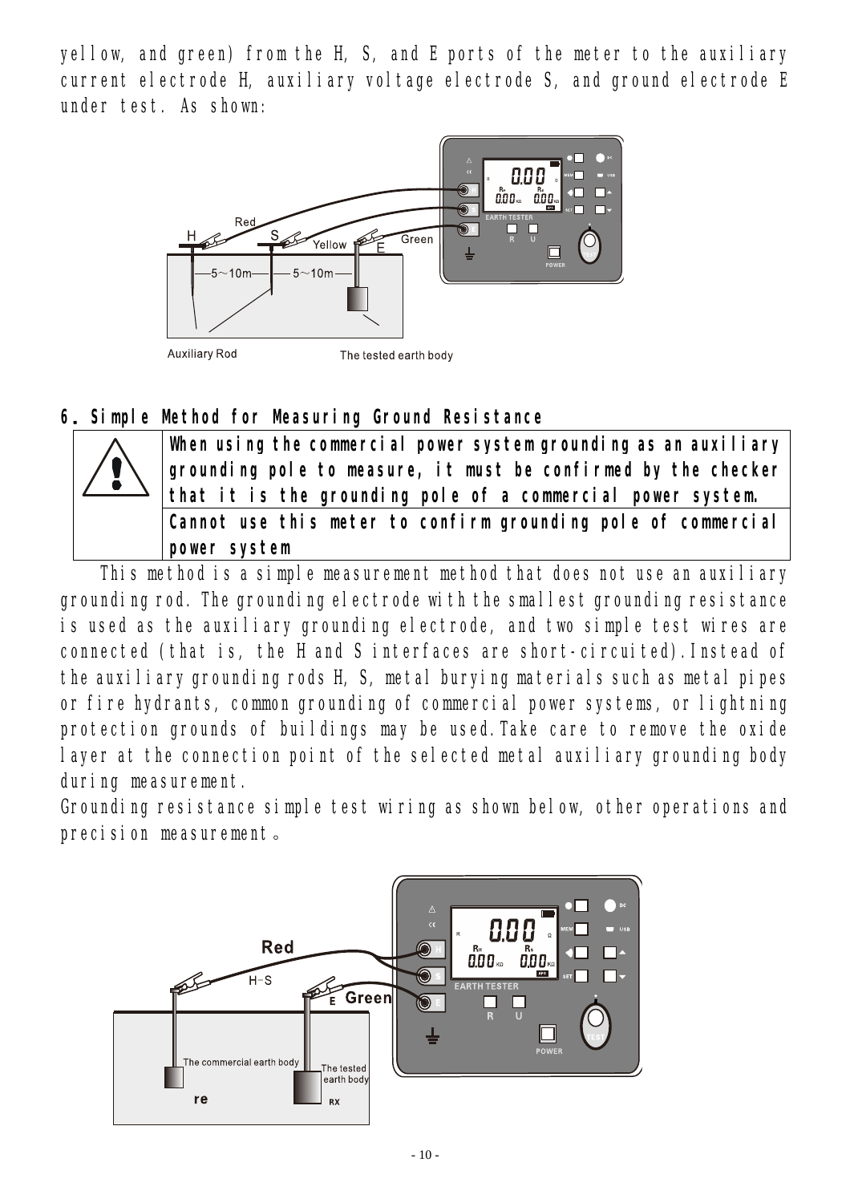yellow, and green) from the H, S, and E ports of the meter to the auxiliary current electrode H, auxiliary voltage electrode S, and ground electrode E under test. As shown:

## 6. Simple Method for Measuring Ground Resistance

| ⚠ | **When using the commercial power system grounding as an auxiliary grounding pole to measure, it must be confirmed by the checker that it is the grounding pole of a commercial power system.** |
|---|---|
| | **Cannot use this meter to confirm grounding pole of commercial power system** |

This method is a simple measurement method that does not use an auxiliary grounding rod. The grounding electrode with the smallest grounding resistance is used as the auxiliary grounding electrode, and two simple test wires are connected (that is, the H and S interfaces are short-circuited). Instead of the auxiliary grounding rods H, S, metal burying materials such as metal pipes or fire hydrants, common grounding of commercial power systems, or lightning protection grounds of buildings may be used. Take care to remove the oxide layer at the connection point of the selected metal auxiliary grounding body during measurement.

Grounding resistance simple test wiring as shown below, other operations and precision measurement。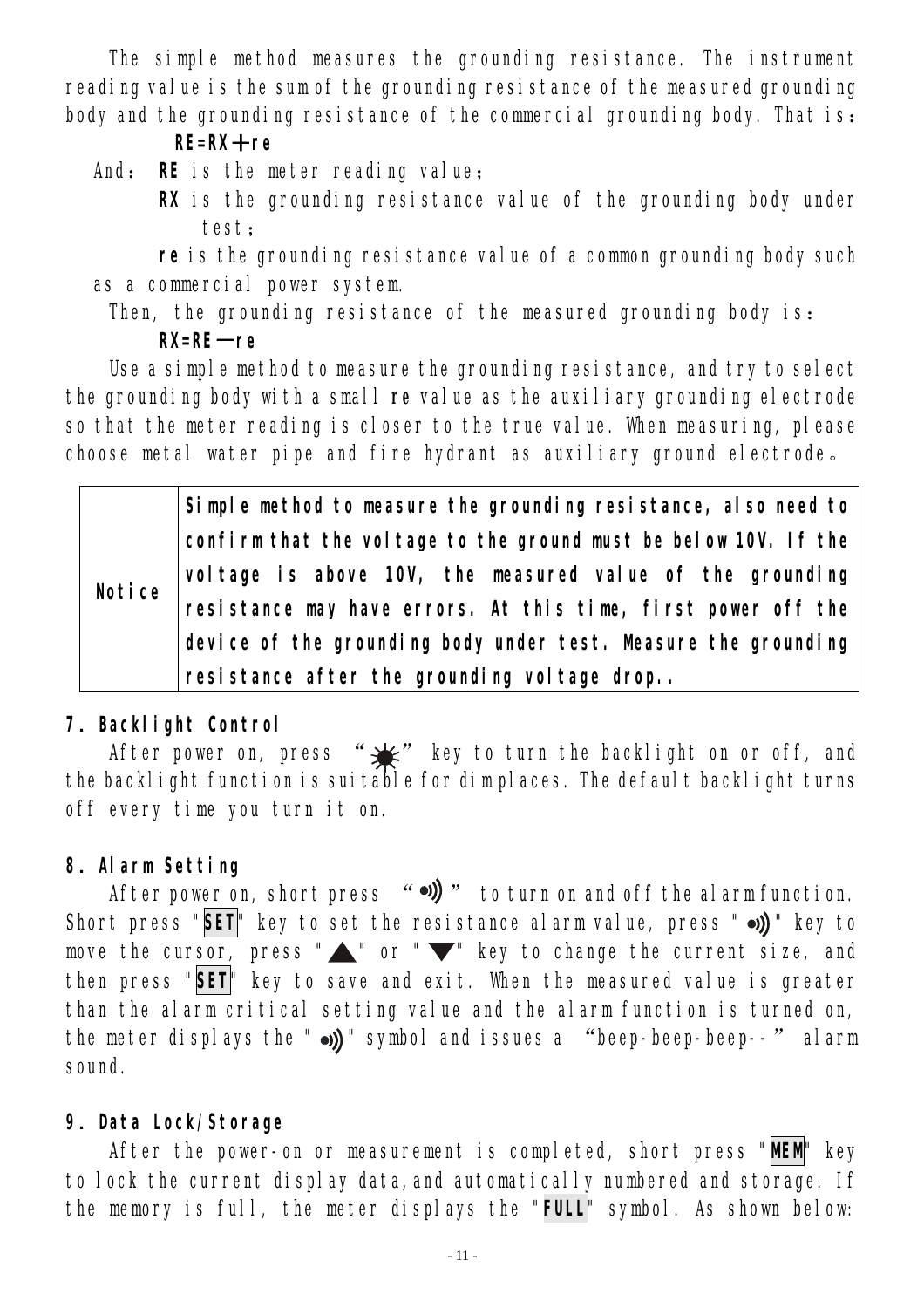The simple method measures the grounding resistance. The instrument reading value is the sum of the grounding resistance of the measured grounding body and the grounding resistance of the commercial grounding body. That is：

**RE=RX＋re**

And： **RE** is the meter reading value；

**RX** is the grounding resistance value of the grounding body under test；

**re** is the grounding resistance value of a common grounding body such as a commercial power system.

Then, the grounding resistance of the measured grounding body is：

**RX=RE－re**

Use a simple method to measure the grounding resistance, and try to select the grounding body with a small **re** value as the auxiliary grounding electrode so that the meter reading is closer to the true value. When measuring, please choose metal water pipe and fire hydrant as auxiliary ground electrode。

| | |
|---|---|
| **Notice** | **Simple method to measure the grounding resistance, also need to confirm that the voltage to the ground must be below 10V. If the voltage is above 10V, the measured value of the grounding resistance may have errors. At this time, first power off the device of the grounding body under test. Measure the grounding resistance after the grounding voltage drop..** |

**7. Backlight Control**

After power on, press "☀" key to turn the backlight on or off, and the backlight function is suitable for dim places. The default backlight turns off every time you turn it on.

**8. Alarm Setting**

After power on, short press "•)))" to turn on and off the alarm function. Short press "**SET**" key to set the resistance alarm value, press "•)))" key to move the cursor, press "▲" or "▼" key to change the current size, and then press "**SET**" key to save and exit. When the measured value is greater than the alarm critical setting value and the alarm function is turned on, the meter displays the "•)))" symbol and issues a "beep-beep-beep--" alarm sound.

**9. Data Lock/Storage**

After the power-on or measurement is completed, short press "**MEM**" key to lock the current display data, and automatically numbered and storage. If the memory is full, the meter displays the "**FULL**" symbol. As shown below: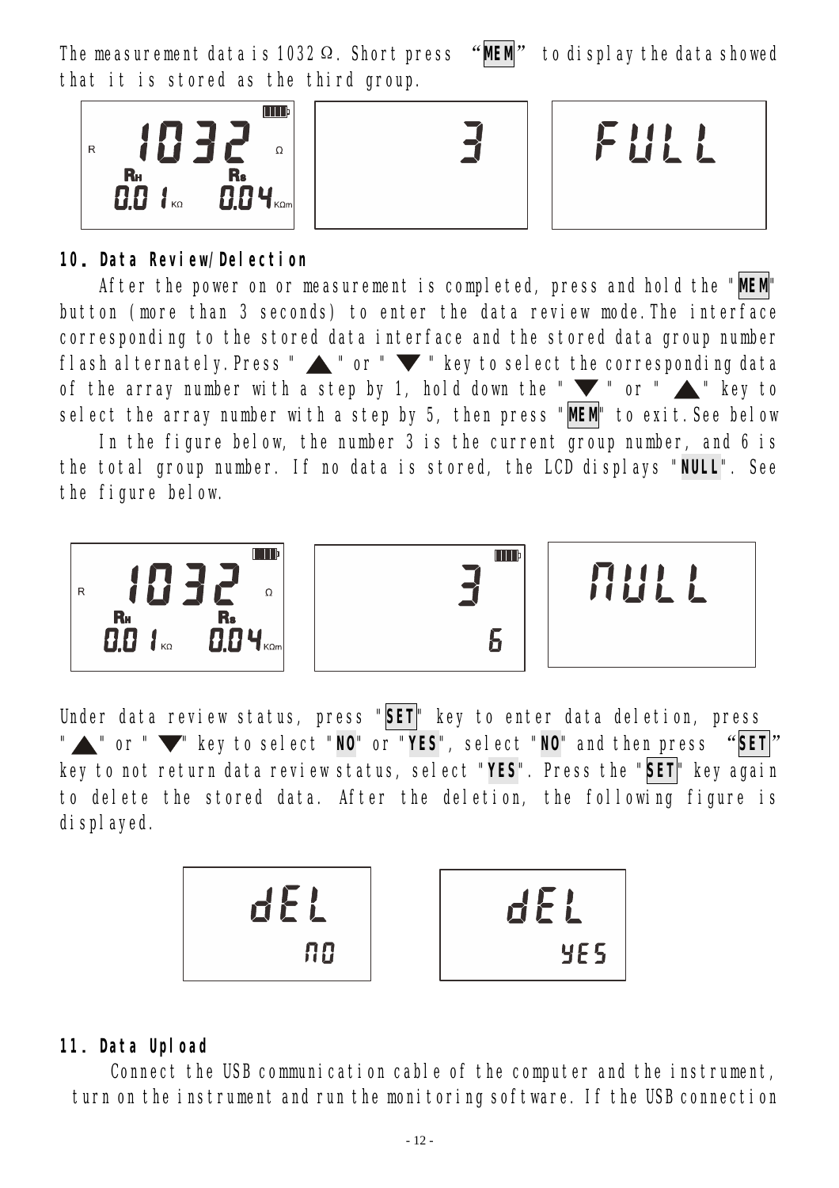The measurement data is 1032 Ω. Short press "**MEM**" to display the data showed that it is stored as the third group.

## 10. Data Review/Delection

After the power on or measurement is completed, press and hold the "**MEM**" button (more than 3 seconds) to enter the data review mode. The interface corresponding to the stored data interface and the stored data group number flash alternately. Press "▲" or "▼" key to select the corresponding data of the array number with a step by 1, hold down the "▼" or "▲" key to select the array number with a step by 5, then press "**MEM**" to exit. See below

In the figure below, the number 3 is the current group number, and 6 is the total group number. If no data is stored, the LCD displays "**NULL**". See the figure below.

Under data review status, press "**SET**" key to enter data deletion, press "▲" or "▼" key to select "**NO**" or "**YES**", select "**NO**" and then press "**SET**" key to not return data review status, select "**YES**". Press the "**SET**" key again to delete the stored data. After the deletion, the following figure is displayed.

## 11. Data Upload

Connect the USB communication cable of the computer and the instrument, turn on the instrument and run the monitoring software. If the USB connection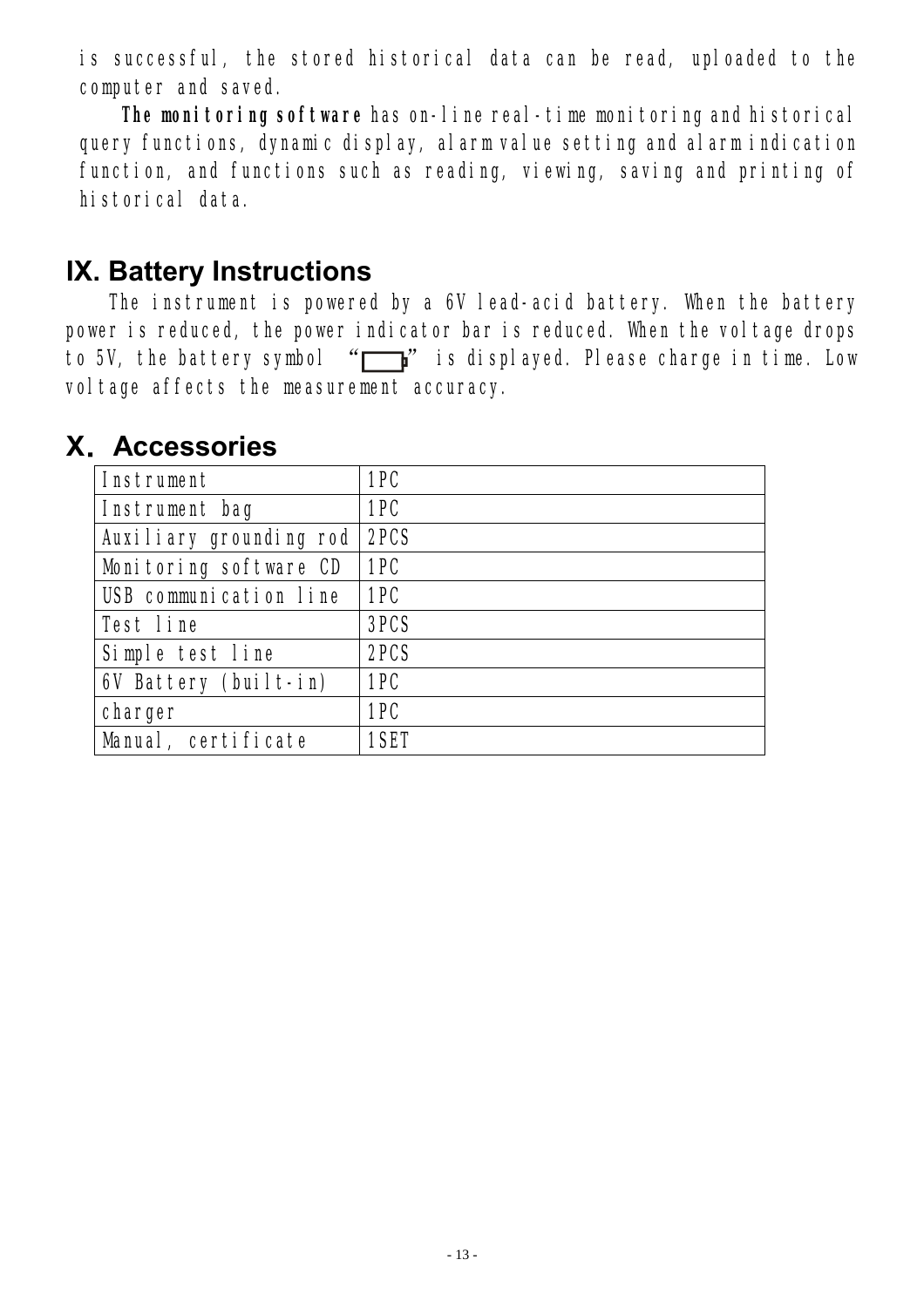is successful, the stored historical data can be read, uploaded to the computer and saved.

**The monitoring software** has on-line real-time monitoring and historical query functions, dynamic display, alarm value setting and alarm indication function, and functions such as reading, viewing, saving and printing of historical data.

## IX. Battery Instructions

The instrument is powered by a 6V lead-acid battery. When the battery power is reduced, the power indicator bar is reduced. When the voltage drops to 5V, the battery symbol "▭" is displayed. Please charge in time. Low voltage affects the measurement accuracy.

## X. Accessories

| Instrument | 1PC |
|---|---|
| Instrument bag | 1PC |
| Auxiliary grounding rod | 2PCS |
| Monitoring software CD | 1PC |
| USB communication line | 1PC |
| Test line | 3PCS |
| Simple test line | 2PCS |
| 6V Battery (built-in) | 1PC |
| charger | 1PC |
| Manual, certificate | 1SET |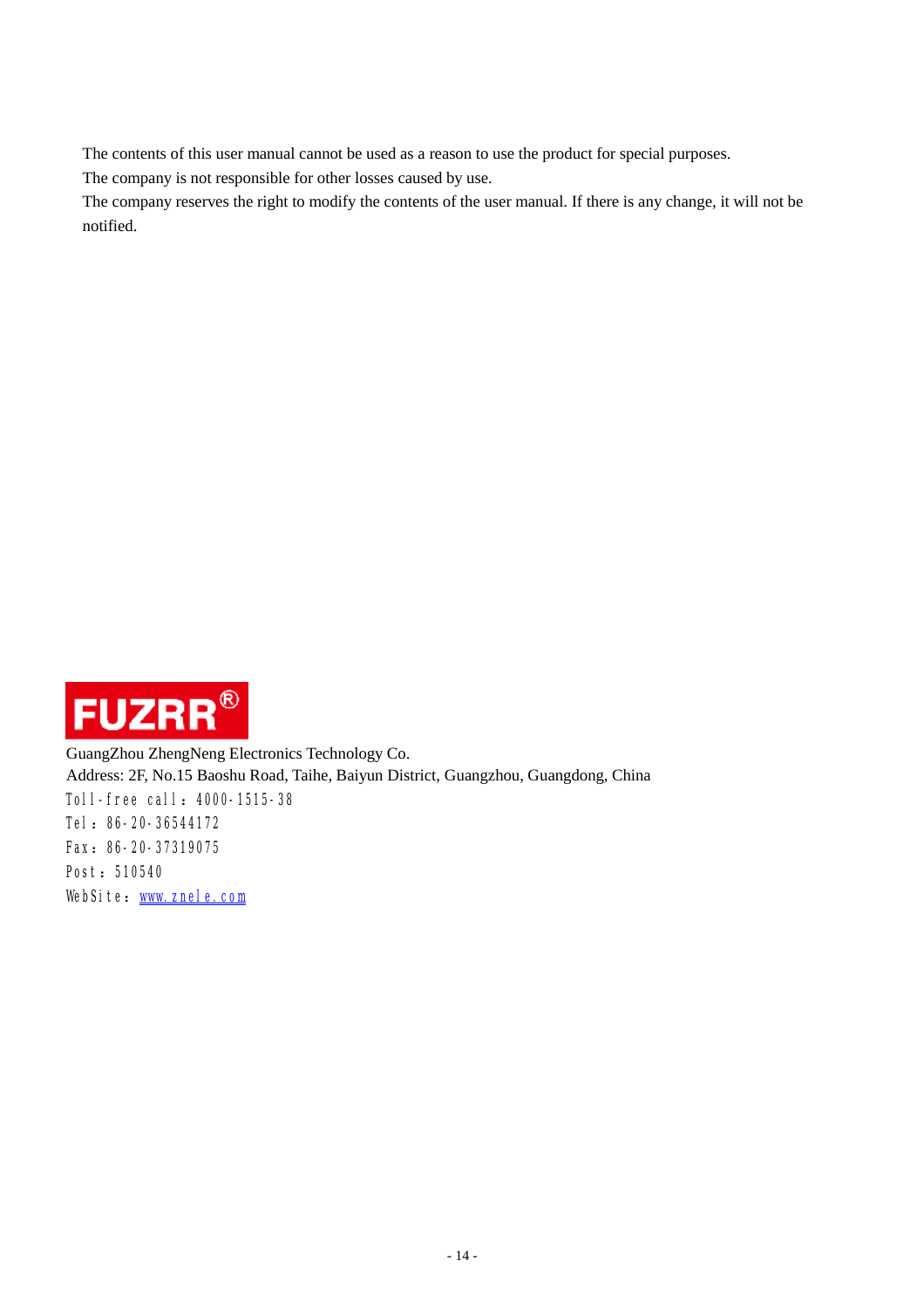The contents of this user manual cannot be used as a reason to use the product for special purposes.

The company is not responsible for other losses caused by use.

The company reserves the right to modify the contents of the user manual. If there is any change, it will not be notified.

FUZRR®

GuangZhou ZhengNeng Electronics Technology Co.

Address: 2F, No.15 Baoshu Road, Taihe, Baiyun District, Guangzhou, Guangdong, China

Toll-free call：4000-1515-38

Tel：86-20-36544172

Fax：86-20-37319075

Post：510540

WebSite：www.znele.com